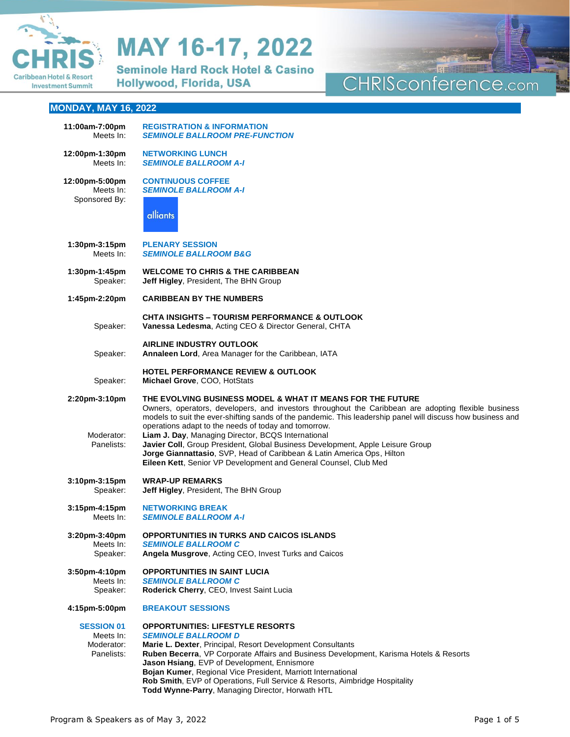# MAY 16-17, 2022

**Seminole Hard Rock Hotel & Casino**
**Hollywood, Florida, USA**

CHRIS — Caribbean Hotel & Resort Investment Summit

CHRISconference.com

## MONDAY, MAY 16, 2022

**11:00am-7:00pm** — **REGISTRATION & INFORMATION**
Meets In: ***SEMINOLE BALLROOM PRE-FUNCTION***

**12:00pm-1:30pm** — **NETWORKING LUNCH**
Meets In: ***SEMINOLE BALLROOM A-I***

**12:00pm-5:00pm** — **CONTINUOUS COFFEE**
Meets In: ***SEMINOLE BALLROOM A-I***
Sponsored By: alliants

**1:30pm-3:15pm** — **PLENARY SESSION**
Meets In: ***SEMINOLE BALLROOM B&G***

**1:30pm-1:45pm** — **WELCOME TO CHRIS & THE CARIBBEAN**
Speaker: **Jeff Higley**, President, The BHN Group

**1:45pm-2:20pm** — **CARIBBEAN BY THE NUMBERS**

**CHTA INSIGHTS – TOURISM PERFORMANCE & OUTLOOK**
Speaker: **Vanessa Ledesma**, Acting CEO & Director General, CHTA

**AIRLINE INDUSTRY OUTLOOK**
Speaker: **Annaleen Lord**, Area Manager for the Caribbean, IATA

**HOTEL PERFORMANCE REVIEW & OUTLOOK**
Speaker: **Michael Grove**, COO, HotStats

**2:20pm-3:10pm** — **THE EVOLVING BUSINESS MODEL & WHAT IT MEANS FOR THE FUTURE**
Owners, operators, developers, and investors throughout the Caribbean are adopting flexible business models to suit the ever-shifting sands of the pandemic. This leadership panel will discuss how business and operations adapt to the needs of today and tomorrow.
Moderator: **Liam J. Day**, Managing Director, BCQS International
Panelists:
**Javier Coll**, Group President, Global Business Development, Apple Leisure Group
**Jorge Giannattasio**, SVP, Head of Caribbean & Latin America Ops, Hilton
**Eileen Kett**, Senior VP Development and General Counsel, Club Med

**3:10pm-3:15pm** — **WRAP-UP REMARKS**
Speaker: **Jeff Higley**, President, The BHN Group

**3:15pm-4:15pm** — **NETWORKING BREAK**
Meets In: ***SEMINOLE BALLROOM A-I***

**3:20pm-3:40pm** — **OPPORTUNITIES IN TURKS AND CAICOS ISLANDS**
Meets In: ***SEMINOLE BALLROOM C***
Speaker: **Angela Musgrove**, Acting CEO, Invest Turks and Caicos

**3:50pm-4:10pm** — **OPPORTUNITIES IN SAINT LUCIA**
Meets In: ***SEMINOLE BALLROOM C***
Speaker: **Roderick Cherry**, CEO, Invest Saint Lucia

**4:15pm-5:00pm** — **BREAKOUT SESSIONS**

**SESSION 01** — **OPPORTUNITIES: LIFESTYLE RESORTS**
Meets In: ***SEMINOLE BALLROOM D***
Moderator: **Marie L. Dexter**, Principal, Resort Development Consultants
Panelists:
**Ruben Becerra**, VP Corporate Affairs and Business Development, Karisma Hotels & Resorts
**Jason Hsiang**, EVP of Development, Ennismore
**Bojan Kumer**, Regional Vice President, Marriott International
**Rob Smith**, EVP of Operations, Full Service & Resorts, Aimbridge Hospitality
**Todd Wynne-Parry**, Managing Director, Horwath HTL

Program & Speakers as of May 3, 2022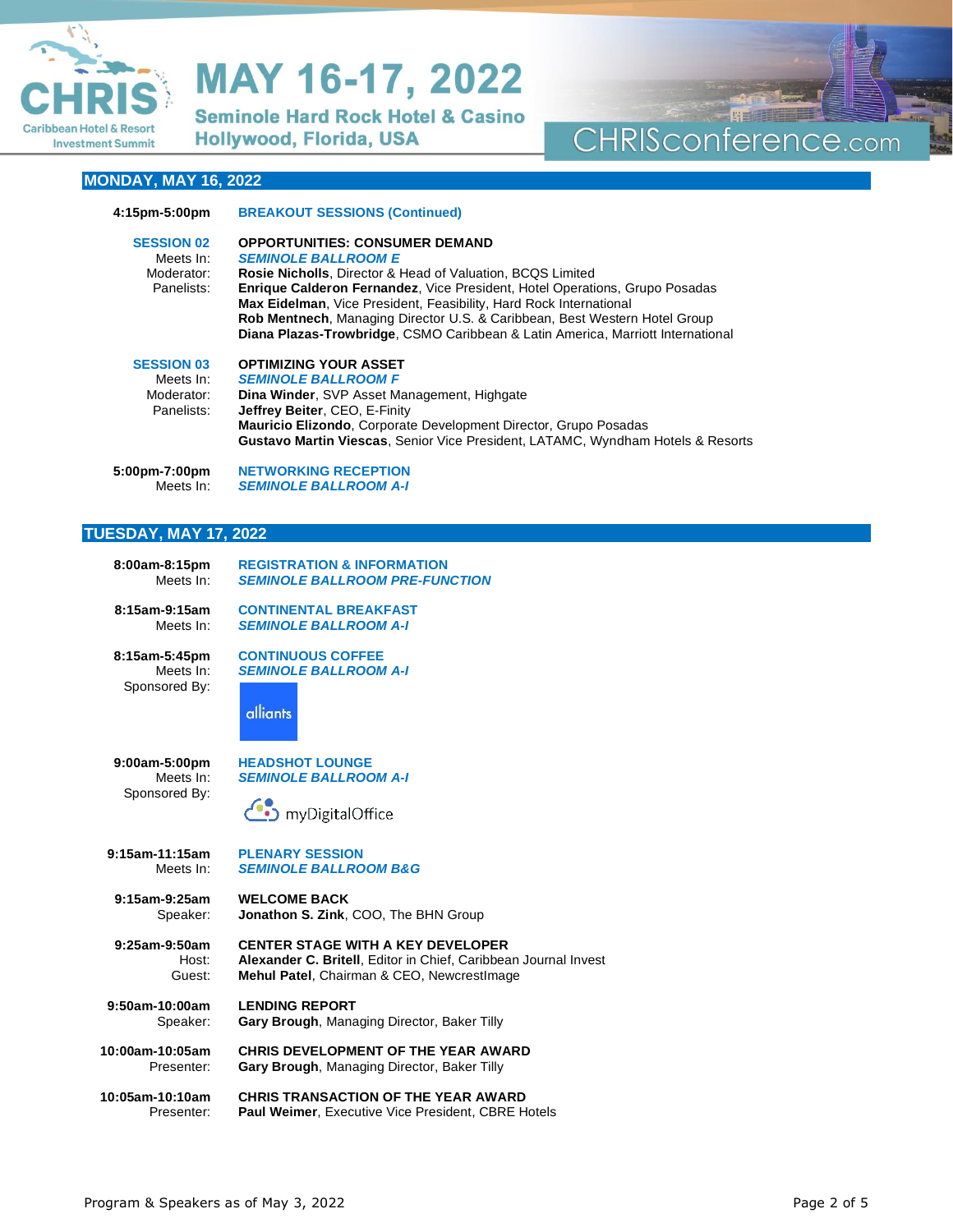## MONDAY, MAY 16, 2022

**4:15pm-5:00pm** **BREAKOUT SESSIONS (Continued)**

**SESSION 02** **OPPORTUNITIES: CONSUMER DEMAND**
Meets In: ***SEMINOLE BALLROOM E***
Moderator: **Rosie Nicholls**, Director & Head of Valuation, BCQS Limited
Panelists: **Enrique Calderon Fernandez**, Vice President, Hotel Operations, Grupo Posadas
**Max Eidelman**, Vice President, Feasibility, Hard Rock International
**Rob Mentnech**, Managing Director U.S. & Caribbean, Best Western Hotel Group
**Diana Plazas-Trowbridge**, CSMO Caribbean & Latin America, Marriott International

**SESSION 03** **OPTIMIZING YOUR ASSET**
Meets In: ***SEMINOLE BALLROOM F***
Moderator: **Dina Winder**, SVP Asset Management, Highgate
Panelists: **Jeffrey Beiter**, CEO, E-Finity
**Mauricio Elizondo**, Corporate Development Director, Grupo Posadas
**Gustavo Martin Viescas**, Senior Vice President, LATAMC, Wyndham Hotels & Resorts

**5:00pm-7:00pm** **NETWORKING RECEPTION**
Meets In: ***SEMINOLE BALLROOM A-I***

## TUESDAY, MAY 17, 2022

**8:00am-8:15pm** **REGISTRATION & INFORMATION**
Meets In: ***SEMINOLE BALLROOM PRE-FUNCTION***

**8:15am-9:15am** **CONTINENTAL BREAKFAST**
Meets In: ***SEMINOLE BALLROOM A-I***

**8:15am-5:45pm** **CONTINUOUS COFFEE**
Meets In: ***SEMINOLE BALLROOM A-I***
Sponsored By: alliants

**9:00am-5:00pm** **HEADSHOT LOUNGE**
Meets In: ***SEMINOLE BALLROOM A-I***
Sponsored By: myDigitalOffice

**9:15am-11:15am** **PLENARY SESSION**
Meets In: ***SEMINOLE BALLROOM B&G***

**9:15am-9:25am** **WELCOME BACK**
Speaker: **Jonathon S. Zink**, COO, The BHN Group

**9:25am-9:50am** **CENTER STAGE WITH A KEY DEVELOPER**
Host: **Alexander C. Britell**, Editor in Chief, Caribbean Journal Invest
Guest: **Mehul Patel**, Chairman & CEO, NewcrestImage

**9:50am-10:00am** **LENDING REPORT**
Speaker: **Gary Brough**, Managing Director, Baker Tilly

**10:00am-10:05am** **CHRIS DEVELOPMENT OF THE YEAR AWARD**
Presenter: **Gary Brough**, Managing Director, Baker Tilly

**10:05am-10:10am** **CHRIS TRANSACTION OF THE YEAR AWARD**
Presenter: **Paul Weimer**, Executive Vice President, CBRE Hotels

Program & Speakers as of May 3, 2022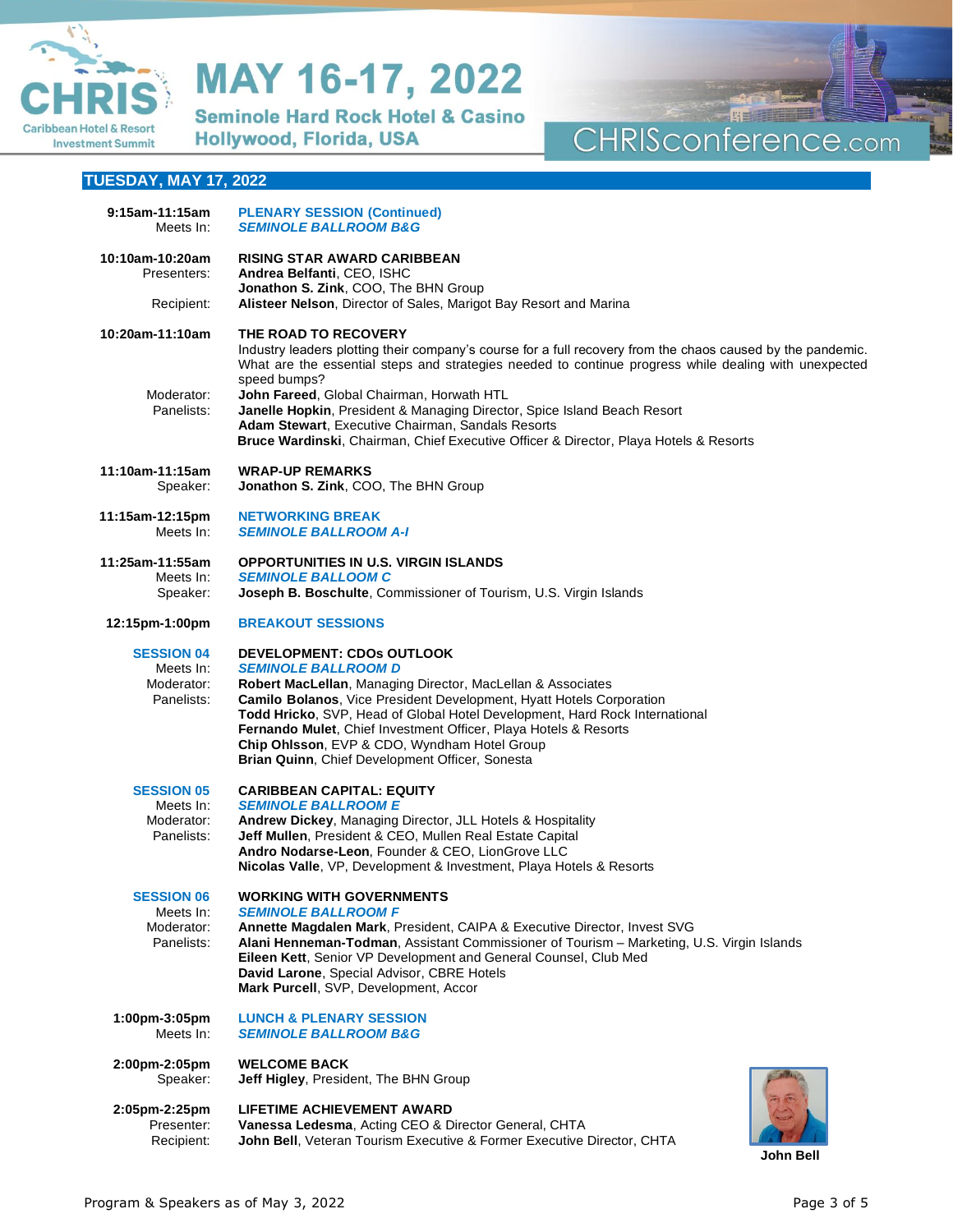## TUESDAY, MAY 17, 2022

**9:15am-11:15am** — **PLENARY SESSION (Continued)**
Meets In: ***SEMINOLE BALLROOM B&G***

**10:10am-10:20am** — **RISING STAR AWARD CARIBBEAN**
Presenters: **Andrea Belfanti**, CEO, ISHC
**Jonathon S. Zink**, COO, The BHN Group
Recipient: **Alisteer Nelson**, Director of Sales, Marigot Bay Resort and Marina

**10:20am-11:10am** — **THE ROAD TO RECOVERY**
Industry leaders plotting their company's course for a full recovery from the chaos caused by the pandemic. What are the essential steps and strategies needed to continue progress while dealing with unexpected speed bumps?
Moderator: **John Fareed**, Global Chairman, Horwath HTL
Panelists: **Janelle Hopkin**, President & Managing Director, Spice Island Beach Resort
**Adam Stewart**, Executive Chairman, Sandals Resorts
**Bruce Wardinski**, Chairman, Chief Executive Officer & Director, Playa Hotels & Resorts

**11:10am-11:15am** — **WRAP-UP REMARKS**
Speaker: **Jonathon S. Zink**, COO, The BHN Group

**11:15am-12:15pm** — **NETWORKING BREAK**
Meets In: ***SEMINOLE BALLROOM A-I***

**11:25am-11:55am** — **OPPORTUNITIES IN U.S. VIRGIN ISLANDS**
Meets In: ***SEMINOLE BALLOOM C***
Speaker: **Joseph B. Boschulte**, Commissioner of Tourism, U.S. Virgin Islands

**12:15pm-1:00pm** — **BREAKOUT SESSIONS**

**SESSION 04** — **DEVELOPMENT: CDOs OUTLOOK**
Meets In: ***SEMINOLE BALLROOM D***
Moderator: **Robert MacLellan**, Managing Director, MacLellan & Associates
Panelists: **Camilo Bolanos**, Vice President Development, Hyatt Hotels Corporation
**Todd Hricko**, SVP, Head of Global Hotel Development, Hard Rock International
**Fernando Mulet**, Chief Investment Officer, Playa Hotels & Resorts
**Chip Ohlsson**, EVP & CDO, Wyndham Hotel Group
**Brian Quinn**, Chief Development Officer, Sonesta

**SESSION 05** — **CARIBBEAN CAPITAL: EQUITY**
Meets In: ***SEMINOLE BALLROOM E***
Moderator: **Andrew Dickey**, Managing Director, JLL Hotels & Hospitality
Panelists: **Jeff Mullen**, President & CEO, Mullen Real Estate Capital
**Andro Nodarse-Leon**, Founder & CEO, LionGrove LLC
**Nicolas Valle**, VP, Development & Investment, Playa Hotels & Resorts

**SESSION 06** — **WORKING WITH GOVERNMENTS**
Meets In: ***SEMINOLE BALLROOM F***
Moderator: **Annette Magdalen Mark**, President, CAIPA & Executive Director, Invest SVG
Panelists: **Alani Henneman-Todman**, Assistant Commissioner of Tourism – Marketing, U.S. Virgin Islands
**Eileen Kett**, Senior VP Development and General Counsel, Club Med
**David Larone**, Special Advisor, CBRE Hotels
**Mark Purcell**, SVP, Development, Accor

**1:00pm-3:05pm** — **LUNCH & PLENARY SESSION**
Meets In: ***SEMINOLE BALLROOM B&G***

**2:00pm-2:05pm** — **WELCOME BACK**
Speaker: **Jeff Higley**, President, The BHN Group

**2:05pm-2:25pm** — **LIFETIME ACHIEVEMENT AWARD**
Presenter: **Vanessa Ledesma**, Acting CEO & Director General, CHTA
Recipient: **John Bell**, Veteran Tourism Executive & Former Executive Director, CHTA

**John Bell**

Program & Speakers as of May 3, 2022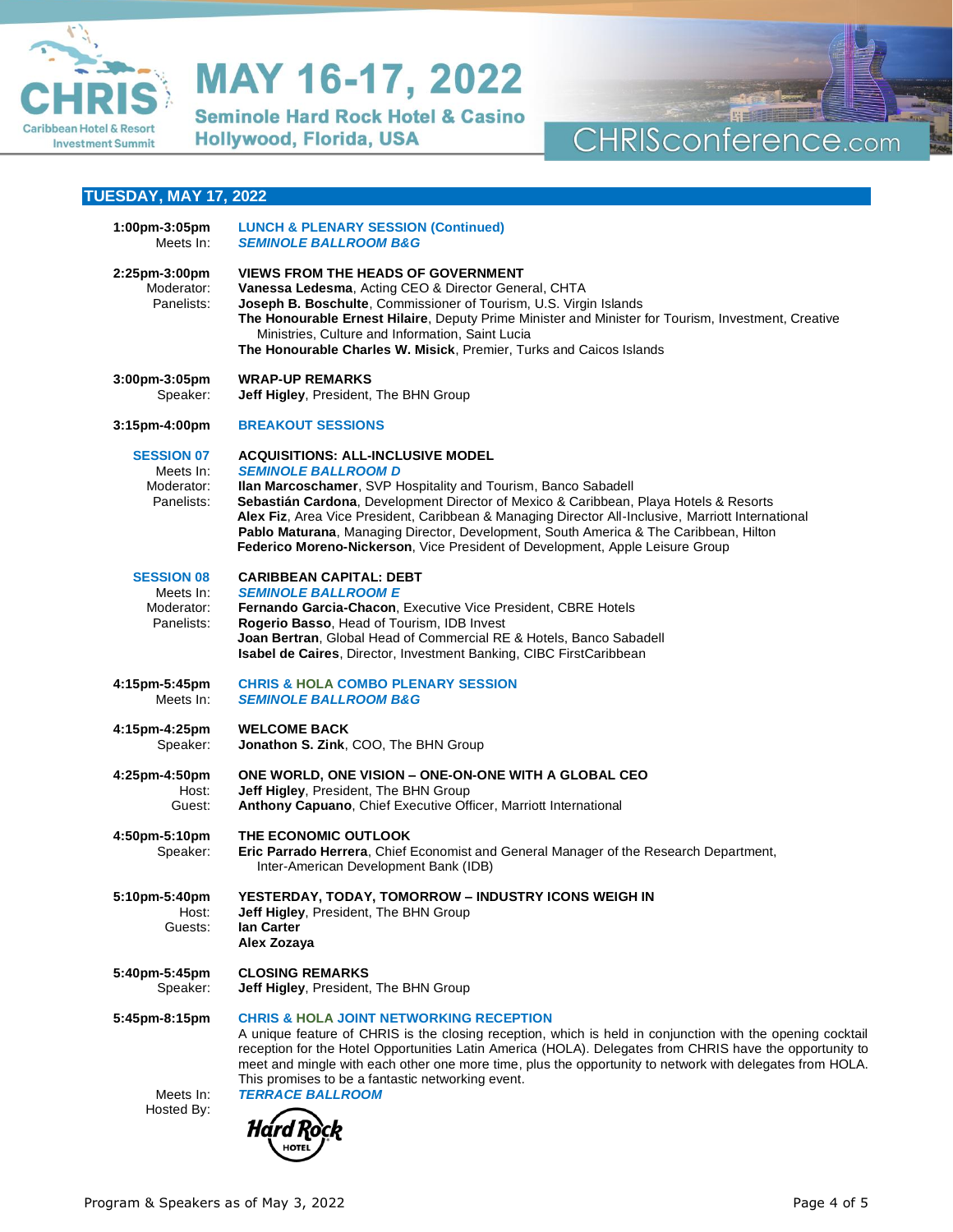## TUESDAY, MAY 17, 2022

**1:00pm-3:05pm** — **LUNCH & PLENARY SESSION (Continued)**
Meets In: ***SEMINOLE BALLROOM B&G***

**2:25pm-3:00pm** — **VIEWS FROM THE HEADS OF GOVERNMENT**
Moderator: **Vanessa Ledesma**, Acting CEO & Director General, CHTA
Panelists:
**Joseph B. Boschulte**, Commissioner of Tourism, U.S. Virgin Islands
**The Honourable Ernest Hilaire**, Deputy Prime Minister and Minister for Tourism, Investment, Creative Ministries, Culture and Information, Saint Lucia
**The Honourable Charles W. Misick**, Premier, Turks and Caicos Islands

**3:00pm-3:05pm** — **WRAP-UP REMARKS**
Speaker: **Jeff Higley**, President, The BHN Group

**3:15pm-4:00pm** — **BREAKOUT SESSIONS**

**SESSION 07** — **ACQUISITIONS: ALL-INCLUSIVE MODEL**
Meets In: ***SEMINOLE BALLROOM D***
Moderator: **Ilan Marcoschamer**, SVP Hospitality and Tourism, Banco Sabadell
Panelists:
**Sebastián Cardona**, Development Director of Mexico & Caribbean, Playa Hotels & Resorts
**Alex Fiz**, Area Vice President, Caribbean & Managing Director All-Inclusive, Marriott International
**Pablo Maturana**, Managing Director, Development, South America & The Caribbean, Hilton
**Federico Moreno-Nickerson**, Vice President of Development, Apple Leisure Group

**SESSION 08** — **CARIBBEAN CAPITAL: DEBT**
Meets In: ***SEMINOLE BALLROOM E***
Moderator: **Fernando Garcia-Chacon**, Executive Vice President, CBRE Hotels
Panelists:
**Rogerio Basso**, Head of Tourism, IDB Invest
**Joan Bertran**, Global Head of Commercial RE & Hotels, Banco Sabadell
**Isabel de Caires**, Director, Investment Banking, CIBC FirstCaribbean

**4:15pm-5:45pm** — **CHRIS & HOLA COMBO PLENARY SESSION**
Meets In: ***SEMINOLE BALLROOM B&G***

**4:15pm-4:25pm** — **WELCOME BACK**
Speaker: **Jonathon S. Zink**, COO, The BHN Group

**4:25pm-4:50pm** — **ONE WORLD, ONE VISION – ONE-ON-ONE WITH A GLOBAL CEO**
Host: **Jeff Higley**, President, The BHN Group
Guest: **Anthony Capuano**, Chief Executive Officer, Marriott International

**4:50pm-5:10pm** — **THE ECONOMIC OUTLOOK**
Speaker: **Eric Parrado Herrera**, Chief Economist and General Manager of the Research Department, Inter-American Development Bank (IDB)

**5:10pm-5:40pm** — **YESTERDAY, TODAY, TOMORROW – INDUSTRY ICONS WEIGH IN**
Host: **Jeff Higley**, President, The BHN Group
Guests:
**Ian Carter**
**Alex Zozaya**

**5:40pm-5:45pm** — **CLOSING REMARKS**
Speaker: **Jeff Higley**, President, The BHN Group

**5:45pm-8:15pm** — **CHRIS & HOLA JOINT NETWORKING RECEPTION**
A unique feature of CHRIS is the closing reception, which is held in conjunction with the opening cocktail reception for the Hotel Opportunities Latin America (HOLA). Delegates from CHRIS have the opportunity to meet and mingle with each other one more time, plus the opportunity to network with delegates from HOLA. This promises to be a fantastic networking event.
Meets In: ***TERRACE BALLROOM***
Hosted By: Hard Rock Hotel

Program & Speakers as of May 3, 2022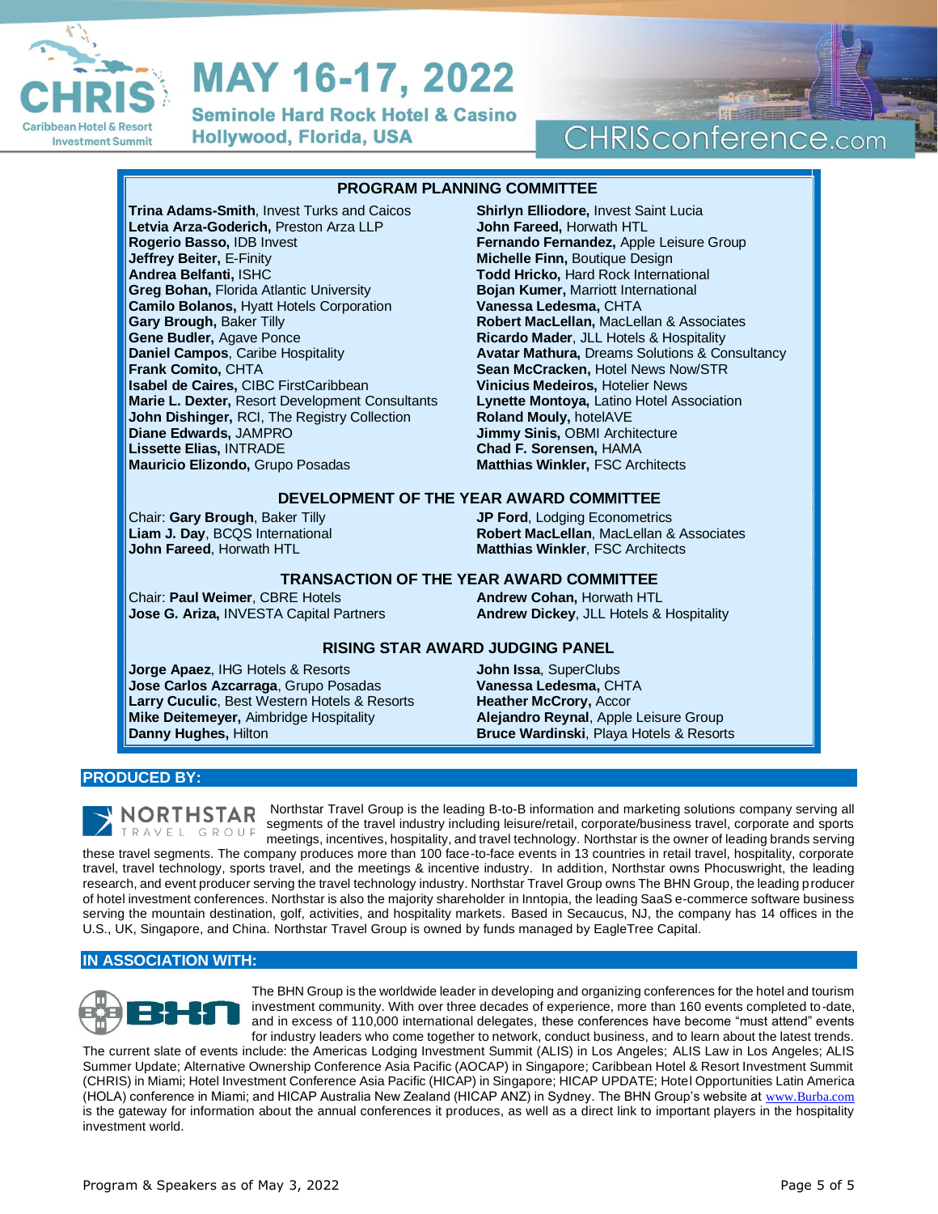# MAY 16-17, 2022

Seminole Hard Rock Hotel & Casino
Hollywood, Florida, USA

CHRISconference.com

## PROGRAM PLANNING COMMITTEE

**Trina Adams-Smith**, Invest Turks and Caicos
**Letvia Arza-Goderich,** Preston Arza LLP
**Rogerio Basso,** IDB Invest
**Jeffrey Beiter,** E-Finity
**Andrea Belfanti,** ISHC
**Greg Bohan,** Florida Atlantic University
**Camilo Bolanos,** Hyatt Hotels Corporation
**Gary Brough,** Baker Tilly
**Gene Budler,** Agave Ponce
**Daniel Campos**, Caribe Hospitality
**Frank Comito,** CHTA
**Isabel de Caires,** CIBC FirstCaribbean
**Marie L. Dexter,** Resort Development Consultants
**John Dishinger,** RCI, The Registry Collection
**Diane Edwards,** JAMPRO
**Lissette Elias,** INTRADE
**Mauricio Elizondo,** Grupo Posadas
**Shirlyn Elliodore,** Invest Saint Lucia
**John Fareed,** Horwath HTL
**Fernando Fernandez,** Apple Leisure Group
**Michelle Finn,** Boutique Design
**Todd Hricko,** Hard Rock International
**Bojan Kumer,** Marriott International
**Vanessa Ledesma,** CHTA
**Robert MacLellan,** MacLellan & Associates
**Ricardo Mader**, JLL Hotels & Hospitality
**Avatar Mathura,** Dreams Solutions & Consultancy
**Sean McCracken,** Hotel News Now/STR
**Vinicius Medeiros,** Hotelier News
**Lynette Montoya,** Latino Hotel Association
**Roland Mouly,** hotelAVE
**Jimmy Sinis,** OBMI Architecture
**Chad F. Sorensen,** HAMA
**Matthias Winkler,** FSC Architects

## DEVELOPMENT OF THE YEAR AWARD COMMITTEE

Chair: **Gary Brough**, Baker Tilly
**Liam J. Day**, BCQS International
**John Fareed**, Horwath HTL
**JP Ford**, Lodging Econometrics
**Robert MacLellan**, MacLellan & Associates
**Matthias Winkler**, FSC Architects

## TRANSACTION OF THE YEAR AWARD COMMITTEE

Chair: **Paul Weimer**, CBRE Hotels
**Jose G. Ariza,** INVESTA Capital Partners
**Andrew Cohan,** Horwath HTL
**Andrew Dickey**, JLL Hotels & Hospitality

## RISING STAR AWARD JUDGING PANEL

**Jorge Apaez**, IHG Hotels & Resorts
**Jose Carlos Azcarraga**, Grupo Posadas
**Larry Cuculic**, Best Western Hotels & Resorts
**Mike Deitemeyer,** Aimbridge Hospitality
**Danny Hughes,** Hilton
**John Issa**, SuperClubs
**Vanessa Ledesma,** CHTA
**Heather McCrory,** Accor
**Alejandro Reynal**, Apple Leisure Group
**Bruce Wardinski**, Playa Hotels & Resorts

## PRODUCED BY:

NORTHSTAR TRAVEL GROUP

Northstar Travel Group is the leading B-to-B information and marketing solutions company serving all segments of the travel industry including leisure/retail, corporate/business travel, corporate and sports meetings, incentives, hospitality, and travel technology. Northstar is the owner of leading brands serving these travel segments. The company produces more than 100 face-to-face events in 13 countries in retail travel, hospitality, corporate travel, travel technology, sports travel, and the meetings & incentive industry. In addition, Northstar owns Phocuswright, the leading research, and event producer serving the travel technology industry. Northstar Travel Group owns The BHN Group, the leading producer of hotel investment conferences. Northstar is also the majority shareholder in Inntopia, the leading SaaS e-commerce software business serving the mountain destination, golf, activities, and hospitality markets. Based in Secaucus, NJ, the company has 14 offices in the U.S., UK, Singapore, and China. Northstar Travel Group is owned by funds managed by EagleTree Capital.

## IN ASSOCIATION WITH:

BHN

The BHN Group is the worldwide leader in developing and organizing conferences for the hotel and tourism investment community. With over three decades of experience, more than 160 events completed to-date, and in excess of 110,000 international delegates, these conferences have become "must attend" events for industry leaders who come together to network, conduct business, and to learn about the latest trends. The current slate of events include: the Americas Lodging Investment Summit (ALIS) in Los Angeles; ALIS Law in Los Angeles; ALIS Summer Update; Alternative Ownership Conference Asia Pacific (AOCAP) in Singapore; Caribbean Hotel & Resort Investment Summit (CHRIS) in Miami; Hotel Investment Conference Asia Pacific (HICAP) in Singapore; HICAP UPDATE; Hotel Opportunities Latin America (HOLA) conference in Miami; and HICAP Australia New Zealand (HICAP ANZ) in Sydney. The BHN Group's website at www.Burba.com is the gateway for information about the annual conferences it produces, as well as a direct link to important players in the hospitality investment world.

Program & Speakers as of May 3, 2022